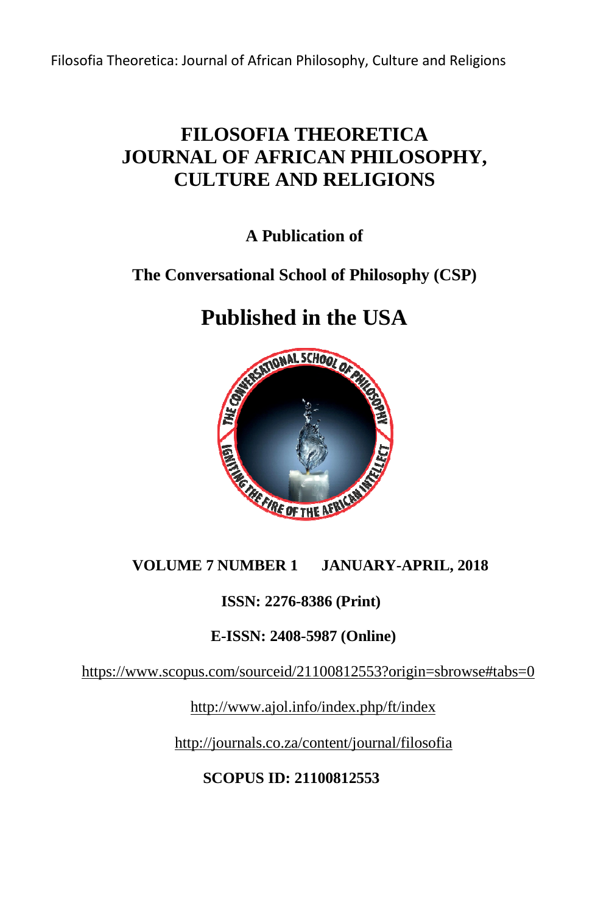# FILOSOFIA THEORETICA JOURNAL OF AFRICAN PHILOSOPHY, CULTURE AND RELIGIONS

**A Publication of**

**The Conversational School of Philosophy (CSP)**

## Published in the USA

**VOLUME 7 NUMBER 1      JANUARY-APRIL, 2018**

**ISSN: 2276-8386 (Print)**

**E-ISSN: 2408-5987 (Online)**

https://www.scopus.com/sourceid/21100812553?origin=sbrowse#tabs=0

http://www.ajol.info/index.php/ft/index

http://journals.co.za/content/journal/filosofia

**SCOPUS ID: 21100812553**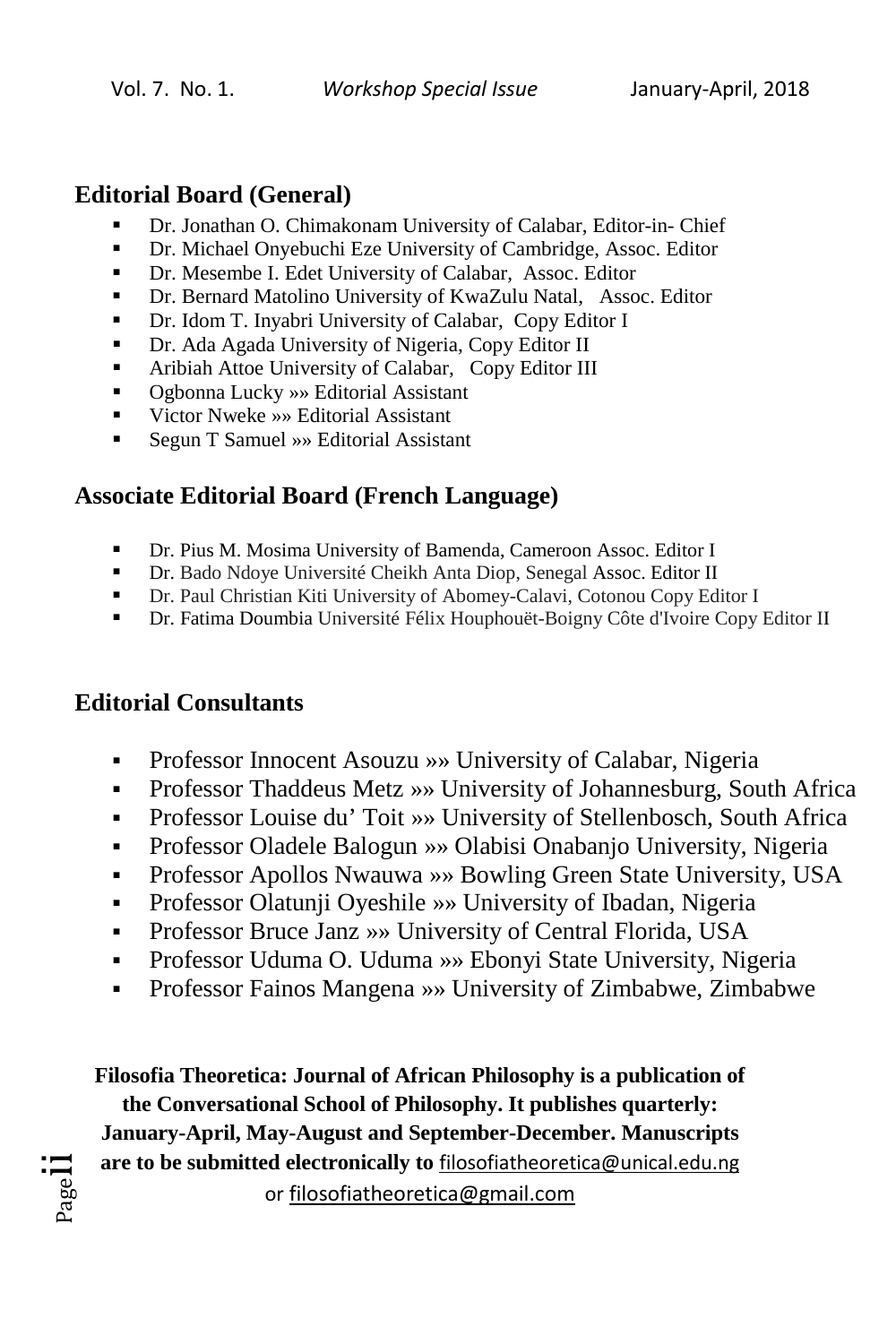## Editorial Board (General)

- Dr. Jonathan O. Chimakonam University of Calabar, Editor-in- Chief
- Dr. Michael Onyebuchi Eze University of Cambridge, Assoc. Editor
- Dr. Mesembe I. Edet University of Calabar, Assoc. Editor
- Dr. Bernard Matolino University of KwaZulu Natal, Assoc. Editor
- Dr. Idom T. Inyabri University of Calabar, Copy Editor I
- Dr. Ada Agada University of Nigeria, Copy Editor II
- Aribiah Attoe University of Calabar, Copy Editor III
- Ogbonna Lucky »» Editorial Assistant
- Victor Nweke »» Editorial Assistant
- Segun T Samuel »» Editorial Assistant

## Associate Editorial Board (French Language)

- Dr. Pius M. Mosima University of Bamenda, Cameroon Assoc. Editor I
- Dr. Bado Ndoye Université Cheikh Anta Diop, Senegal Assoc. Editor II
- Dr. Paul Christian Kiti University of Abomey-Calavi, Cotonou Copy Editor I
- Dr. Fatima Doumbia Université Félix Houphouët-Boigny Côte d'Ivoire Copy Editor II

## Editorial Consultants

- Professor Innocent Asouzu »» University of Calabar, Nigeria
- Professor Thaddeus Metz »» University of Johannesburg, South Africa
- Professor Louise du' Toit »» University of Stellenbosch, South Africa
- Professor Oladele Balogun »» Olabisi Onabanjo University, Nigeria
- Professor Apollos Nwauwa »» Bowling Green State University, USA
- Professor Olatunji Oyeshile »» University of Ibadan, Nigeria
- Professor Bruce Janz »» University of Central Florida, USA
- Professor Uduma O. Uduma »» Ebonyi State University, Nigeria
- Professor Fainos Mangena »» University of Zimbabwe, Zimbabwe

**Filosofia Theoretica: Journal of African Philosophy is a publication of the Conversational School of Philosophy. It publishes quarterly: January-April, May-August and September-December. Manuscripts are to be submitted electronically to** filosofiatheoretica@unical.edu.ng or filosofiatheoretica@gmail.com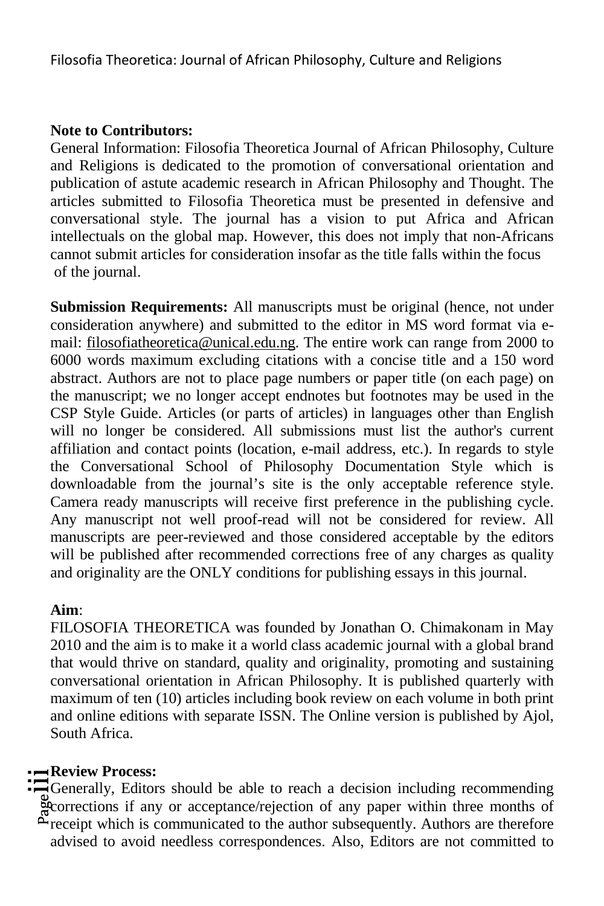**Note to Contributors:**

General Information: Filosofia Theoretica Journal of African Philosophy, Culture and Religions is dedicated to the promotion of conversational orientation and publication of astute academic research in African Philosophy and Thought. The articles submitted to Filosofia Theoretica must be presented in defensive and conversational style. The journal has a vision to put Africa and African intellectuals on the global map. However, this does not imply that non-Africans cannot submit articles for consideration insofar as the title falls within the focus of the journal.

**Submission Requirements:** All manuscripts must be original (hence, not under consideration anywhere) and submitted to the editor in MS word format via e-mail: filosofiatheoretica@unical.edu.ng. The entire work can range from 2000 to 6000 words maximum excluding citations with a concise title and a 150 word abstract. Authors are not to place page numbers or paper title (on each page) on the manuscript; we no longer accept endnotes but footnotes may be used in the CSP Style Guide. Articles (or parts of articles) in languages other than English will no longer be considered. All submissions must list the author's current affiliation and contact points (location, e-mail address, etc.). In regards to style the Conversational School of Philosophy Documentation Style which is downloadable from the journal's site is the only acceptable reference style. Camera ready manuscripts will receive first preference in the publishing cycle. Any manuscript not well proof-read will not be considered for review. All manuscripts are peer-reviewed and those considered acceptable by the editors will be published after recommended corrections free of any charges as quality and originality are the ONLY conditions for publishing essays in this journal.

**Aim**:

FILOSOFIA THEORETICA was founded by Jonathan O. Chimakonam in May 2010 and the aim is to make it a world class academic journal with a global brand that would thrive on standard, quality and originality, promoting and sustaining conversational orientation in African Philosophy. It is published quarterly with maximum of ten (10) articles including book review on each volume in both print and online editions with separate ISSN. The Online version is published by Ajol, South Africa.

**Review Process:**

Generally, Editors should be able to reach a decision including recommending corrections if any or acceptance/rejection of any paper within three months of receipt which is communicated to the author subsequently. Authors are therefore advised to avoid needless correspondences. Also, Editors are not committed to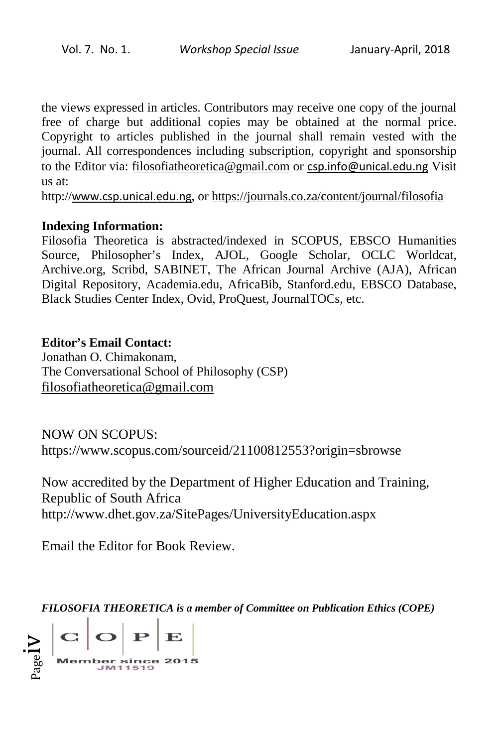the views expressed in articles. Contributors may receive one copy of the journal free of charge but additional copies may be obtained at the normal price. Copyright to articles published in the journal shall remain vested with the journal. All correspondences including subscription, copyright and sponsorship to the Editor via: filosofiatheoretica@gmail.com or csp.info@unical.edu.ng Visit us at:

http://www.csp.unical.edu.ng, or https://journals.co.za/content/journal/filosofia

**Indexing Information:**

Filosofia Theoretica is abstracted/indexed in SCOPUS, EBSCO Humanities Source, Philosopher's Index, AJOL, Google Scholar, OCLC Worldcat, Archive.org, Scribd, SABINET, The African Journal Archive (AJA), African Digital Repository, Academia.edu, AfricaBib, Stanford.edu, EBSCO Database, Black Studies Center Index, Ovid, ProQuest, JournalTOCs, etc.

**Editor's Email Contact:**

Jonathan O. Chimakonam,
The Conversational School of Philosophy (CSP)
filosofiatheoretica@gmail.com

NOW ON SCOPUS:
https://www.scopus.com/sourceid/21100812553?origin=sbrowse

Now accredited by the Department of Higher Education and Training, Republic of South Africa
http://www.dhet.gov.za/SitePages/UniversityEducation.aspx

Email the Editor for Book Review.

***FILOSOFIA THEORETICA is a member of Committee on Publication Ethics (COPE)***

C | O | P | E
Member since 2015
JM11519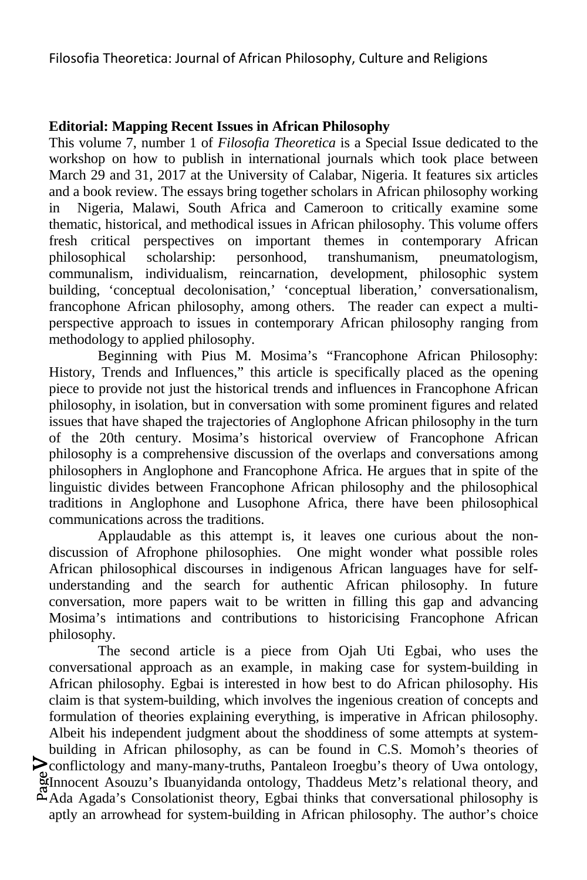**Editorial: Mapping Recent Issues in African Philosophy**

This volume 7, number 1 of *Filosofia Theoretica* is a Special Issue dedicated to the workshop on how to publish in international journals which took place between March 29 and 31, 2017 at the University of Calabar, Nigeria. It features six articles and a book review. The essays bring together scholars in African philosophy working in Nigeria, Malawi, South Africa and Cameroon to critically examine some thematic, historical, and methodical issues in African philosophy. This volume offers fresh critical perspectives on important themes in contemporary African philosophical scholarship: personhood, transhumanism, pneumatologism, communalism, individualism, reincarnation, development, philosophic system building, 'conceptual decolonisation,' 'conceptual liberation,' conversationalism, francophone African philosophy, among others. The reader can expect a multi-perspective approach to issues in contemporary African philosophy ranging from methodology to applied philosophy.

Beginning with Pius M. Mosima's "Francophone African Philosophy: History, Trends and Influences," this article is specifically placed as the opening piece to provide not just the historical trends and influences in Francophone African philosophy, in isolation, but in conversation with some prominent figures and related issues that have shaped the trajectories of Anglophone African philosophy in the turn of the 20th century. Mosima's historical overview of Francophone African philosophy is a comprehensive discussion of the overlaps and conversations among philosophers in Anglophone and Francophone Africa. He argues that in spite of the linguistic divides between Francophone African philosophy and the philosophical traditions in Anglophone and Lusophone Africa, there have been philosophical communications across the traditions.

Applaudable as this attempt is, it leaves one curious about the non-discussion of Afrophone philosophies. One might wonder what possible roles African philosophical discourses in indigenous African languages have for self-understanding and the search for authentic African philosophy. In future conversation, more papers wait to be written in filling this gap and advancing Mosima's intimations and contributions to historicising Francophone African philosophy.

The second article is a piece from Ojah Uti Egbai, who uses the conversational approach as an example, in making case for system-building in African philosophy. Egbai is interested in how best to do African philosophy. His claim is that system-building, which involves the ingenious creation of concepts and formulation of theories explaining everything, is imperative in African philosophy. Albeit his independent judgment about the shoddiness of some attempts at system-building in African philosophy, as can be found in C.S. Momoh's theories of conflictology and many-many-truths, Pantaleon Iroegbu's theory of Uwa ontology, Innocent Asouzu's Ibuanyidanda ontology, Thaddeus Metz's relational theory, and Ada Agada's Consolationist theory, Egbai thinks that conversational philosophy is aptly an arrowhead for system-building in African philosophy. The author's choice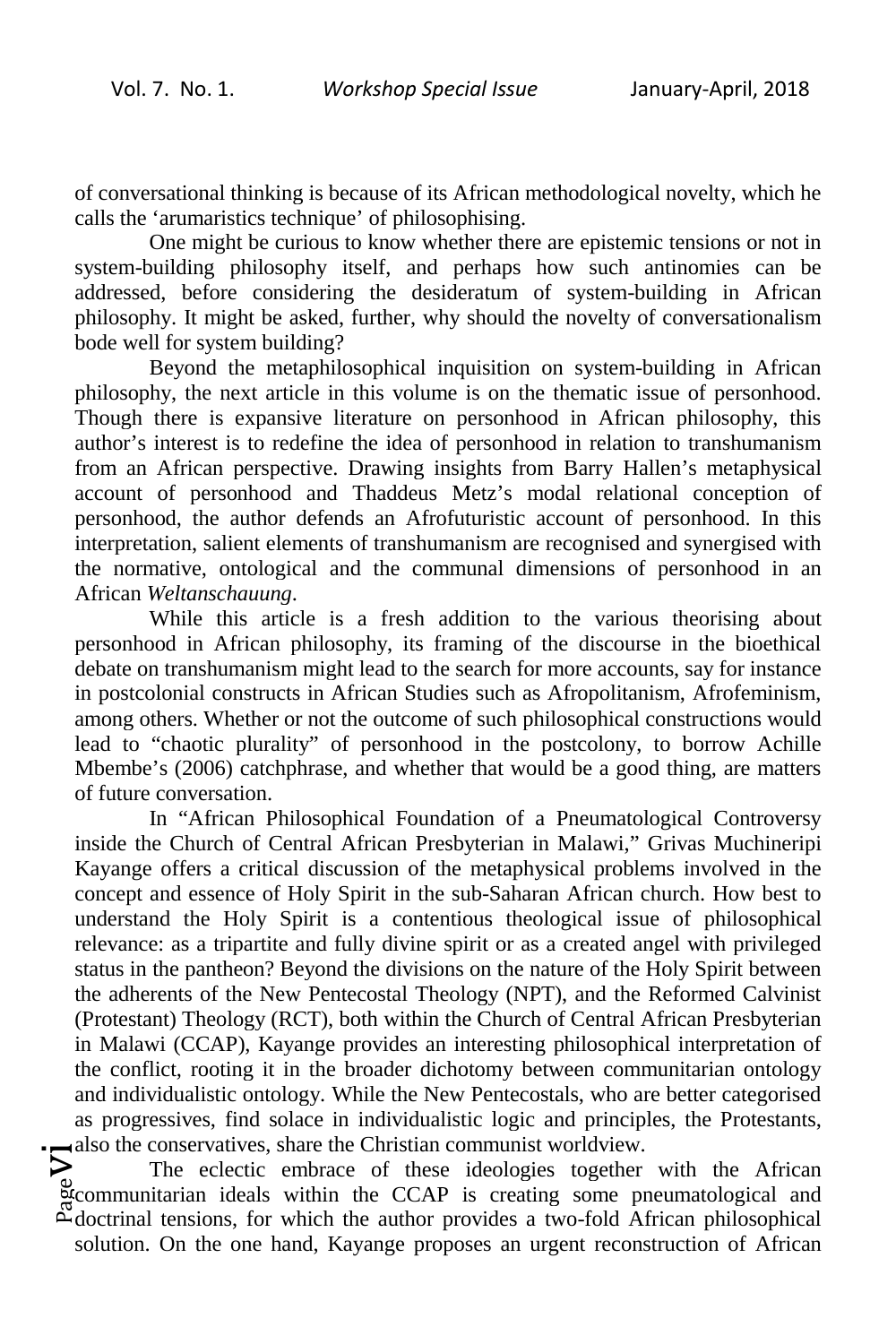of conversational thinking is because of its African methodological novelty, which he calls the 'arumaristics technique' of philosophising.

One might be curious to know whether there are epistemic tensions or not in system-building philosophy itself, and perhaps how such antinomies can be addressed, before considering the desideratum of system-building in African philosophy. It might be asked, further, why should the novelty of conversationalism bode well for system building?

Beyond the metaphilosophical inquisition on system-building in African philosophy, the next article in this volume is on the thematic issue of personhood. Though there is expansive literature on personhood in African philosophy, this author's interest is to redefine the idea of personhood in relation to transhumanism from an African perspective. Drawing insights from Barry Hallen's metaphysical account of personhood and Thaddeus Metz's modal relational conception of personhood, the author defends an Afrofuturistic account of personhood. In this interpretation, salient elements of transhumanism are recognised and synergised with the normative, ontological and the communal dimensions of personhood in an African *Weltanschauung*.

While this article is a fresh addition to the various theorising about personhood in African philosophy, its framing of the discourse in the bioethical debate on transhumanism might lead to the search for more accounts, say for instance in postcolonial constructs in African Studies such as Afropolitanism, Afrofeminism, among others. Whether or not the outcome of such philosophical constructions would lead to "chaotic plurality" of personhood in the postcolony, to borrow Achille Mbembe's (2006) catchphrase, and whether that would be a good thing, are matters of future conversation.

In "African Philosophical Foundation of a Pneumatological Controversy inside the Church of Central African Presbyterian in Malawi," Grivas Muchineripi Kayange offers a critical discussion of the metaphysical problems involved in the concept and essence of Holy Spirit in the sub-Saharan African church. How best to understand the Holy Spirit is a contentious theological issue of philosophical relevance: as a tripartite and fully divine spirit or as a created angel with privileged status in the pantheon? Beyond the divisions on the nature of the Holy Spirit between the adherents of the New Pentecostal Theology (NPT), and the Reformed Calvinist (Protestant) Theology (RCT), both within the Church of Central African Presbyterian in Malawi (CCAP), Kayange provides an interesting philosophical interpretation of the conflict, rooting it in the broader dichotomy between communitarian ontology and individualistic ontology. While the New Pentecostals, who are better categorised as progressives, find solace in individualistic logic and principles, the Protestants, also the conservatives, share the Christian communist worldview.

The eclectic embrace of these ideologies together with the African communitarian ideals within the CCAP is creating some pneumatological and doctrinal tensions, for which the author provides a two-fold African philosophical solution. On the one hand, Kayange proposes an urgent reconstruction of African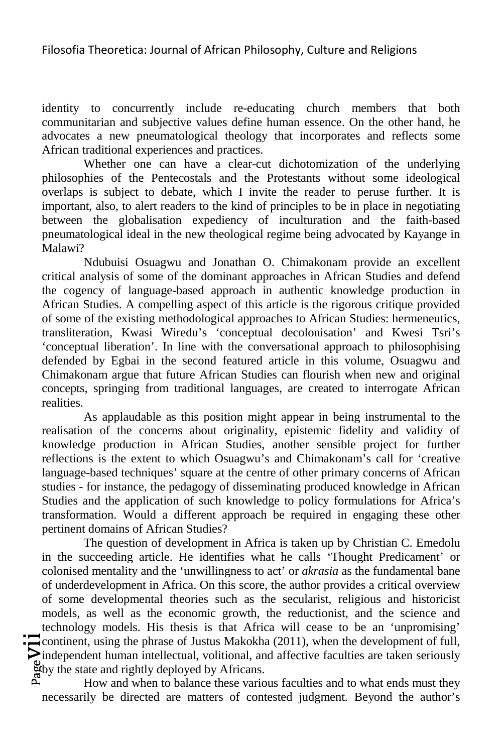identity to concurrently include re-educating church members that both communitarian and subjective values define human essence. On the other hand, he advocates a new pneumatological theology that incorporates and reflects some African traditional experiences and practices.

Whether one can have a clear-cut dichotomization of the underlying philosophies of the Pentecostals and the Protestants without some ideological overlaps is subject to debate, which I invite the reader to peruse further. It is important, also, to alert readers to the kind of principles to be in place in negotiating between the globalisation expediency of inculturation and the faith-based pneumatological ideal in the new theological regime being advocated by Kayange in Malawi?

Ndubuisi Osuagwu and Jonathan O. Chimakonam provide an excellent critical analysis of some of the dominant approaches in African Studies and defend the cogency of language-based approach in authentic knowledge production in African Studies. A compelling aspect of this article is the rigorous critique provided of some of the existing methodological approaches to African Studies: hermeneutics, transliteration, Kwasi Wiredu's 'conceptual decolonisation' and Kwesi Tsri's 'conceptual liberation'. In line with the conversational approach to philosophising defended by Egbai in the second featured article in this volume, Osuagwu and Chimakonam argue that future African Studies can flourish when new and original concepts, springing from traditional languages, are created to interrogate African realities.

As applaudable as this position might appear in being instrumental to the realisation of the concerns about originality, epistemic fidelity and validity of knowledge production in African Studies, another sensible project for further reflections is the extent to which Osuagwu's and Chimakonam's call for 'creative language-based techniques' square at the centre of other primary concerns of African studies - for instance, the pedagogy of disseminating produced knowledge in African Studies and the application of such knowledge to policy formulations for Africa's transformation. Would a different approach be required in engaging these other pertinent domains of African Studies?

The question of development in Africa is taken up by Christian C. Emedolu in the succeeding article. He identifies what he calls 'Thought Predicament' or colonised mentality and the 'unwillingness to act' or *akrasia* as the fundamental bane of underdevelopment in Africa. On this score, the author provides a critical overview of some developmental theories such as the secularist, religious and historicist models, as well as the economic growth, the reductionist, and the science and technology models. His thesis is that Africa will cease to be an 'unpromising' continent, using the phrase of Justus Makokha (2011), when the development of full, independent human intellectual, volitional, and affective faculties are taken seriously by the state and rightly deployed by Africans.

How and when to balance these various faculties and to what ends must they necessarily be directed are matters of contested judgment. Beyond the author's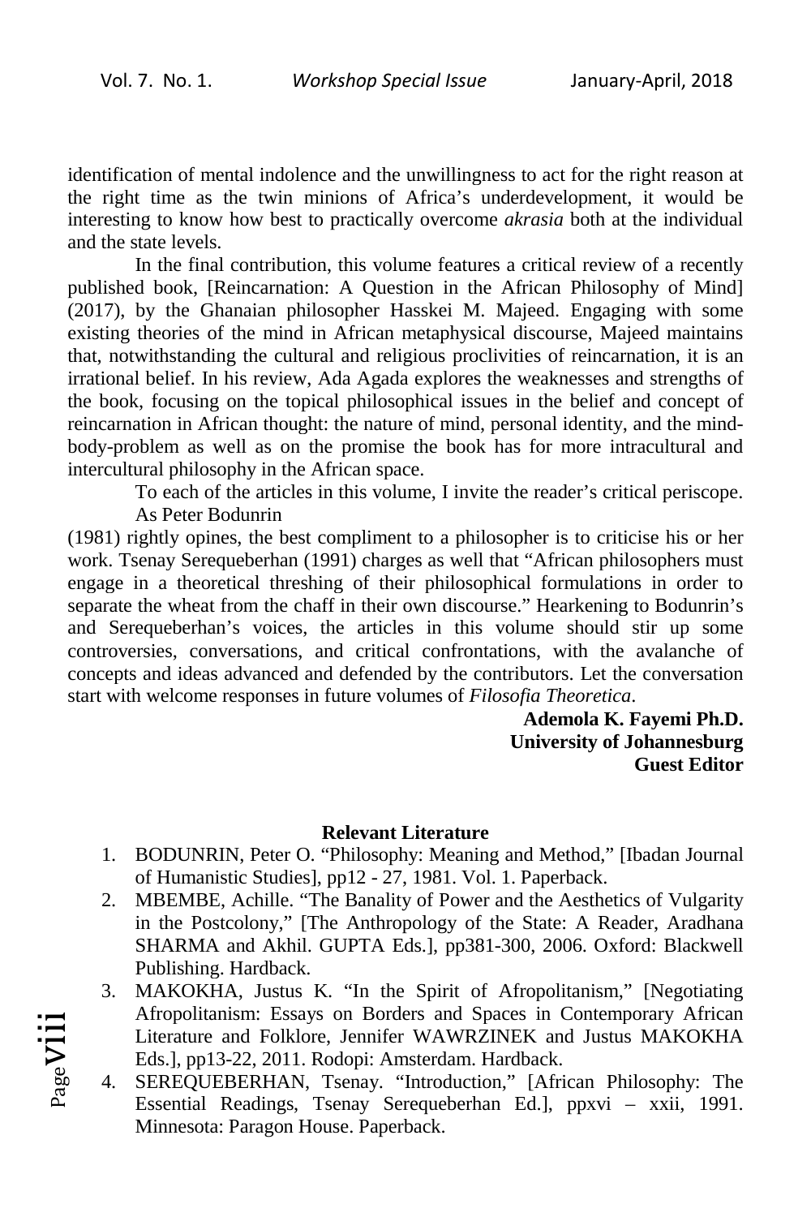identification of mental indolence and the unwillingness to act for the right reason at the right time as the twin minions of Africa's underdevelopment, it would be interesting to know how best to practically overcome *akrasia* both at the individual and the state levels.

In the final contribution, this volume features a critical review of a recently published book, [Reincarnation: A Question in the African Philosophy of Mind] (2017), by the Ghanaian philosopher Hasskei M. Majeed. Engaging with some existing theories of the mind in African metaphysical discourse, Majeed maintains that, notwithstanding the cultural and religious proclivities of reincarnation, it is an irrational belief. In his review, Ada Agada explores the weaknesses and strengths of the book, focusing on the topical philosophical issues in the belief and concept of reincarnation in African thought: the nature of mind, personal identity, and the mind-body-problem as well as on the promise the book has for more intracultural and intercultural philosophy in the African space.

To each of the articles in this volume, I invite the reader's critical periscope.

As Peter Bodunrin (1981) rightly opines, the best compliment to a philosopher is to criticise his or her work. Tsenay Serequeberhan (1991) charges as well that "African philosophers must engage in a theoretical threshing of their philosophical formulations in order to separate the wheat from the chaff in their own discourse." Hearkening to Bodunrin's and Serequeberhan's voices, the articles in this volume should stir up some controversies, conversations, and critical confrontations, with the avalanche of concepts and ideas advanced and defended by the contributors. Let the conversation start with welcome responses in future volumes of *Filosofia Theoretica*.

**Ademola K. Fayemi Ph.D.**
**University of Johannesburg**
**Guest Editor**

**Relevant Literature**

1. BODUNRIN, Peter O. "Philosophy: Meaning and Method," [Ibadan Journal of Humanistic Studies], pp12 - 27, 1981. Vol. 1. Paperback.
2. MBEMBE, Achille. "The Banality of Power and the Aesthetics of Vulgarity in the Postcolony," [The Anthropology of the State: A Reader, Aradhana SHARMA and Akhil. GUPTA Eds.], pp381-300, 2006. Oxford: Blackwell Publishing. Hardback.
3. MAKOKHA, Justus K. "In the Spirit of Afropolitanism," [Negotiating Afropolitanism: Essays on Borders and Spaces in Contemporary African Literature and Folklore, Jennifer WAWRZINEK and Justus MAKOKHA Eds.], pp13-22, 2011. Rodopi: Amsterdam. Hardback.
4. SEREQUEBERHAN, Tsenay. "Introduction," [African Philosophy: The Essential Readings, Tsenay Serequeberhan Ed.], ppxvi – xxii, 1991. Minnesota: Paragon House. Paperback.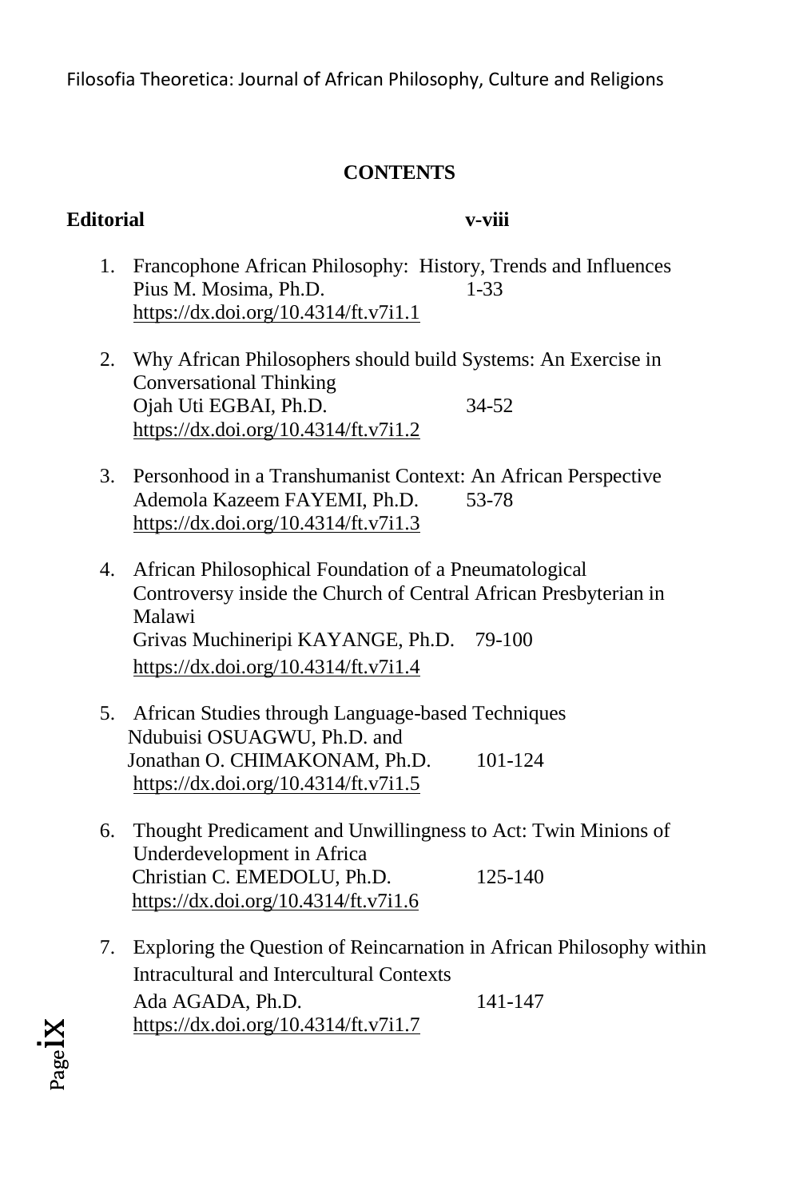**CONTENTS**

**Editorial** v-viii

1. Francophone African Philosophy: History, Trends and Influences
   Pius M. Mosima, Ph.D. 1-33
   https://dx.doi.org/10.4314/ft.v7i1.1

2. Why African Philosophers should build Systems: An Exercise in Conversational Thinking
   Ojah Uti EGBAI, Ph.D. 34-52
   https://dx.doi.org/10.4314/ft.v7i1.2

3. Personhood in a Transhumanist Context: An African Perspective
   Ademola Kazeem FAYEMI, Ph.D. 53-78
   https://dx.doi.org/10.4314/ft.v7i1.3

4. African Philosophical Foundation of a Pneumatological Controversy inside the Church of Central African Presbyterian in Malawi
   Grivas Muchineripi KAYANGE, Ph.D. 79-100
   https://dx.doi.org/10.4314/ft.v7i1.4

5. African Studies through Language-based Techniques
   Ndubuisi OSUAGWU, Ph.D. and
   Jonathan O. CHIMAKONAM, Ph.D. 101-124
   https://dx.doi.org/10.4314/ft.v7i1.5

6. Thought Predicament and Unwillingness to Act: Twin Minions of Underdevelopment in Africa
   Christian C. EMEDOLU, Ph.D. 125-140
   https://dx.doi.org/10.4314/ft.v7i1.6

7. Exploring the Question of Reincarnation in African Philosophy within Intracultural and Intercultural Contexts
   Ada AGADA, Ph.D. 141-147
   https://dx.doi.org/10.4314/ft.v7i1.7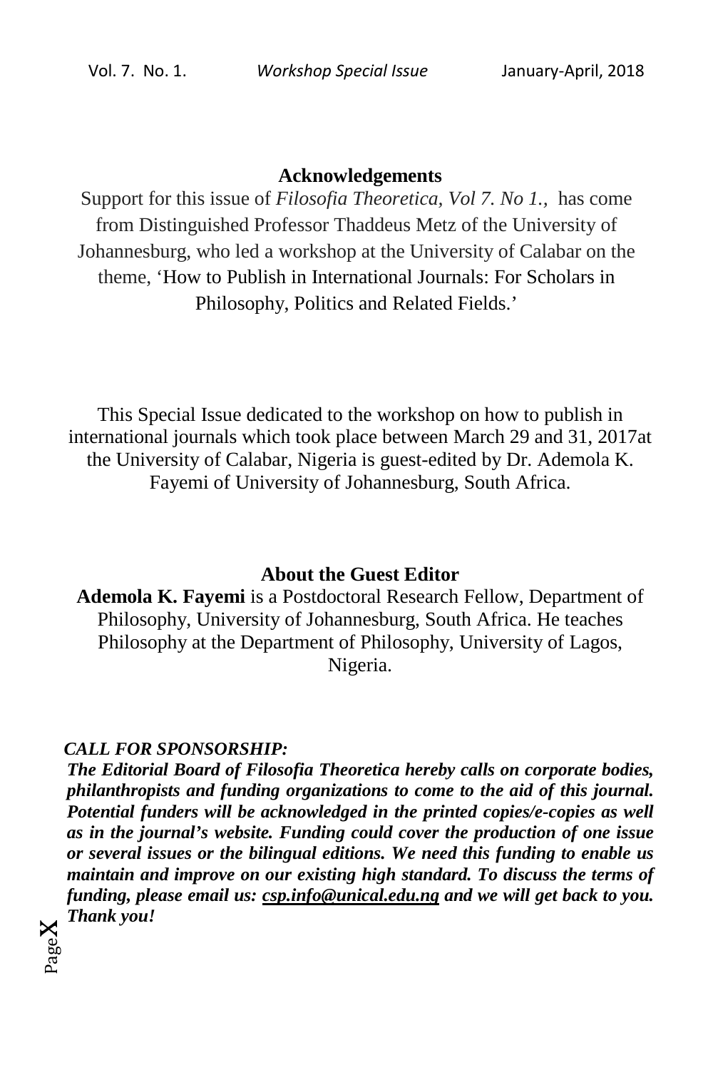## Acknowledgements

Support for this issue of *Filosofia Theoretica, Vol 7. No 1.,* has come from Distinguished Professor Thaddeus Metz of the University of Johannesburg, who led a workshop at the University of Calabar on the theme, 'How to Publish in International Journals: For Scholars in Philosophy, Politics and Related Fields.'

This Special Issue dedicated to the workshop on how to publish in international journals which took place between March 29 and 31, 2017at the University of Calabar, Nigeria is guest-edited by Dr. Ademola K. Fayemi of University of Johannesburg, South Africa.

## About the Guest Editor

**Ademola K. Fayemi** is a Postdoctoral Research Fellow, Department of Philosophy, University of Johannesburg, South Africa. He teaches Philosophy at the Department of Philosophy, University of Lagos, Nigeria.

***CALL FOR SPONSORSHIP:***

***The Editorial Board of Filosofia Theoretica hereby calls on corporate bodies, philanthropists and funding organizations to come to the aid of this journal. Potential funders will be acknowledged in the printed copies/e-copies as well as in the journal's website. Funding could cover the production of one issue or several issues or the bilingual editions. We need this funding to enable us maintain and improve on our existing high standard. To discuss the terms of funding, please email us: csp.info@unical.edu.ng and we will get back to you. Thank you!***